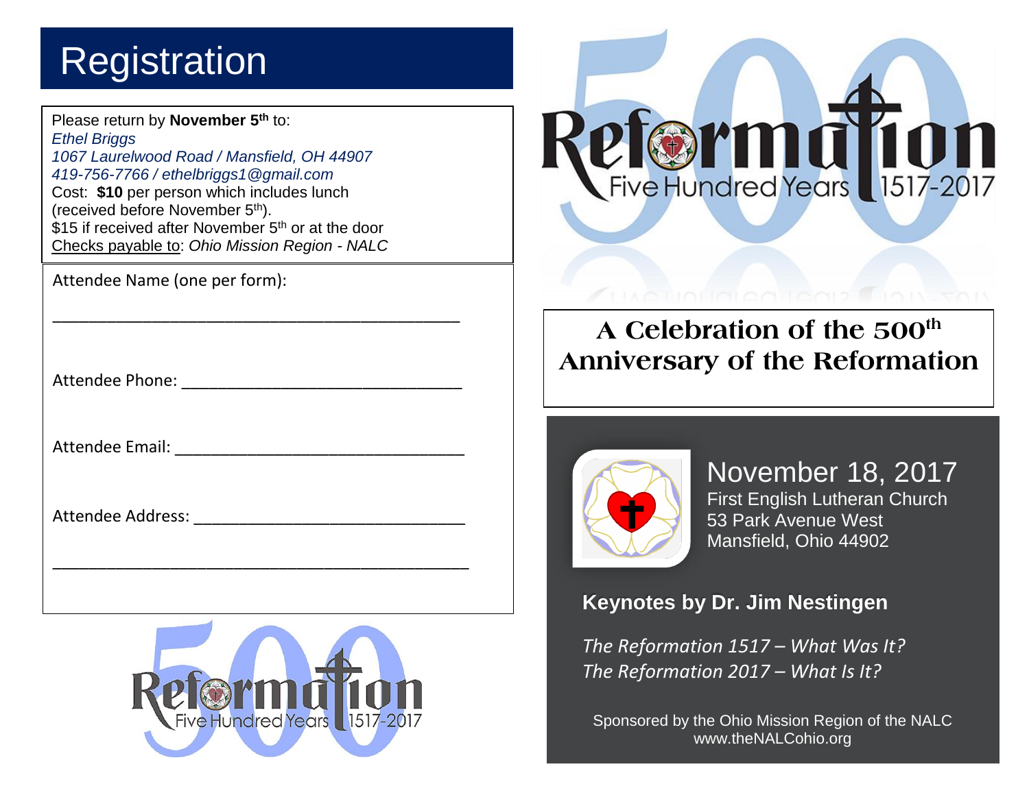# Registration

Please return by **November 5th** to:
*Ethel Briggs*
*1067 Laurelwood Road / Mansfield, OH 44907*
*419-756-7766 / ethelbriggs1@gmail.com*
Cost: **$10** per person which includes lunch (received before November 5th).
$15 if received after November 5th or at the door
Checks payable to: *Ohio Mission Region - NALC*

Attendee Name (one per form):

_______________________________________________

Attendee Phone: _______________________________

Attendee Email: _______________________________

Attendee Address: _____________________________

_______________________________________________

Reformation
Five Hundred Years 1517-2017

Reformation
Five Hundred Years 1517-2017

## A Celebration of the 500th Anniversary of the Reformation

November 18, 2017
First English Lutheran Church
53 Park Avenue West
Mansfield, Ohio 44902

**Keynotes by Dr. Jim Nestingen**

*The Reformation 1517 – What Was It?*
*The Reformation 2017 – What Is It?*

Sponsored by the Ohio Mission Region of the NALC
www.theNALCohio.org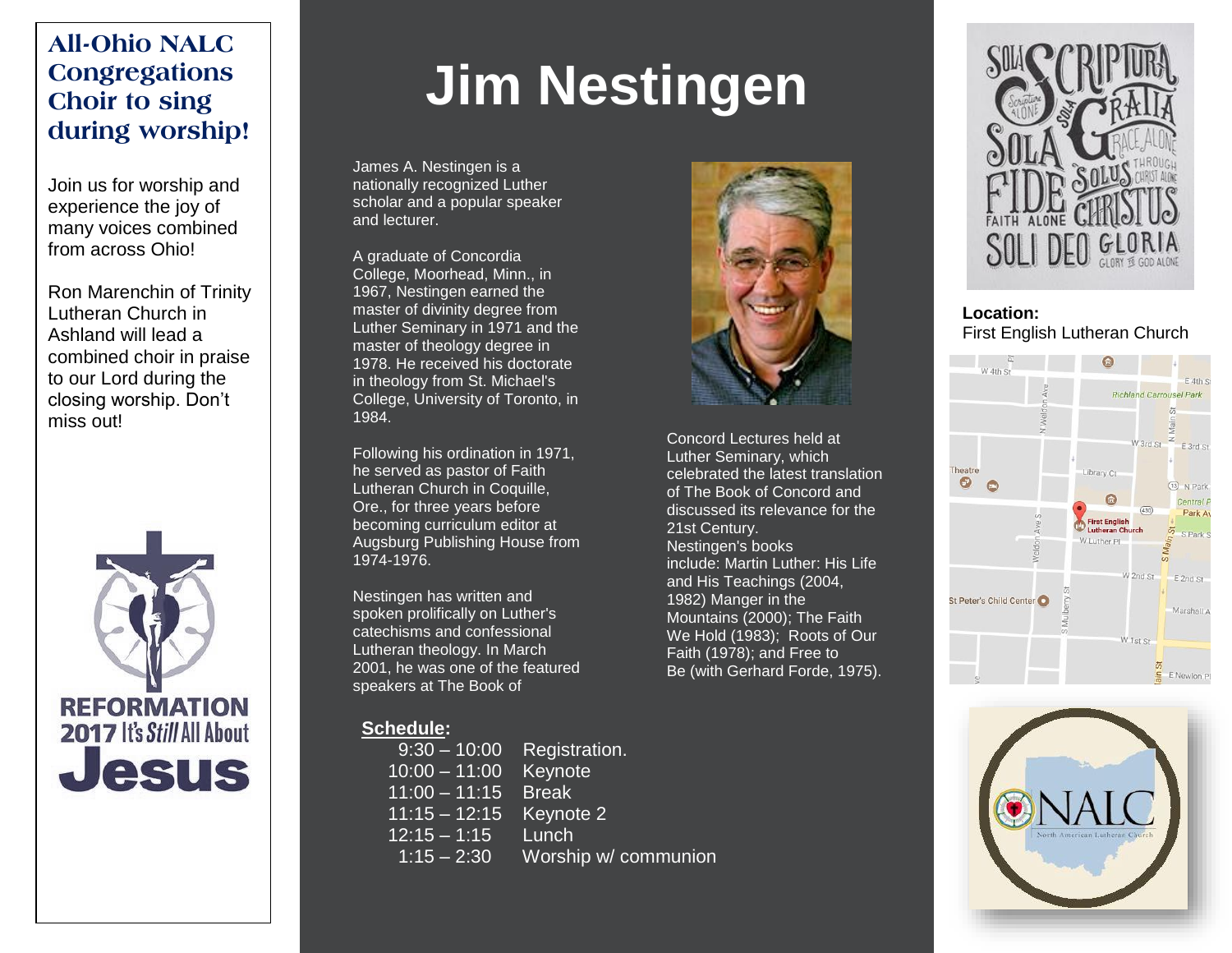## All-Ohio NALC Congregations Choir to sing during worship!

Join us for worship and experience the joy of many voices combined from across Ohio!

Ron Marenchin of Trinity Lutheran Church in Ashland will lead a combined choir in praise to our Lord during the closing worship. Don't miss out!

REFORMATION 2017 It's *Still* All About Jesus

# Jim Nestingen

James A. Nestingen is a nationally recognized Luther scholar and a popular speaker and lecturer.

A graduate of Concordia College, Moorhead, Minn., in 1967, Nestingen earned the master of divinity degree from Luther Seminary in 1971 and the master of theology degree in 1978. He received his doctorate in theology from St. Michael's College, University of Toronto, in 1984.

Following his ordination in 1971, he served as pastor of Faith Lutheran Church in Coquille, Ore., for three years before becoming curriculum editor at Augsburg Publishing House from 1974-1976.

Nestingen has written and spoken prolifically on Luther's catechisms and confessional Lutheran theology. In March 2001, he was one of the featured speakers at The Book of Concord Lectures held at Luther Seminary, which celebrated the latest translation of The Book of Concord and discussed its relevance for the 21st Century.

Nestingen's books include: Martin Luther: His Life and His Teachings (2004, 1982) Manger in the Mountains (2000); The Faith We Hold (1983); Roots of Our Faith (1978); and Free to Be (with Gerhard Forde, 1975).

**Schedule:**

| | |
|---|---|
| 9:30 – 10:00 | Registration. |
| 10:00 – 11:00 | Keynote |
| 11:00 – 11:15 | Break |
| 11:15 – 12:15 | Keynote 2 |
| 12:15 – 1:15 | Lunch |
| 1:15 – 2:30 | Worship w/ communion |

SOLA SCRIPTURA Scripture ALONE
SOLA GRATIA GRACE ALONE
SOLA FIDE FAITH ALONE
SOLUS CHRISTUS THROUGH CHRIST ALONE
SOLI DEO GLORIA GLORY TO GOD ALONE

**Location:**
First English Lutheran Church

NALC North American Lutheran Church